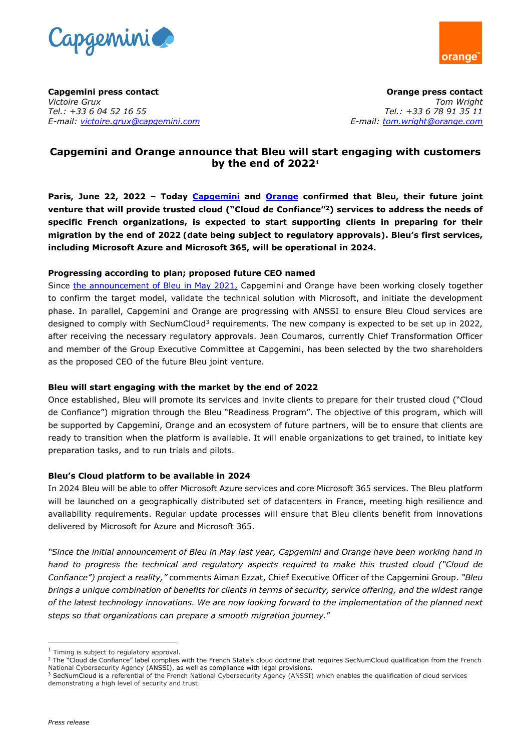**Capgemini press contact**
*Victoire Grux*
*Tel.: +33 6 04 52 16 55*
*E-mail: victoire.grux@capgemini.com*

**Orange press contact**
*Tom Wright*
*Tel.: +33 6 78 91 35 11*
*E-mail: tom.wright@orange.com*

# Capgemini and Orange announce that Bleu will start engaging with customers by the end of 2022[1]

**Paris, June 22, 2022 – Today Capgemini and Orange confirmed that Bleu, their future joint venture that will provide trusted cloud ("Cloud de Confiance"[2]) services to address the needs of specific French organizations, is expected to start supporting clients in preparing for their migration by the end of 2022 (date being subject to regulatory approvals). Bleu's first services, including Microsoft Azure and Microsoft 365, will be operational in 2024.**

### Progressing according to plan; proposed future CEO named

Since the announcement of Bleu in May 2021, Capgemini and Orange have been working closely together to confirm the target model, validate the technical solution with Microsoft, and initiate the development phase. In parallel, Capgemini and Orange are progressing with ANSSI to ensure Bleu Cloud services are designed to comply with SecNumCloud[3] requirements. The new company is expected to be set up in 2022, after receiving the necessary regulatory approvals. Jean Coumaros, currently Chief Transformation Officer and member of the Group Executive Committee at Capgemini, has been selected by the two shareholders as the proposed CEO of the future Bleu joint venture.

### Bleu will start engaging with the market by the end of 2022

Once established, Bleu will promote its services and invite clients to prepare for their trusted cloud ("Cloud de Confiance") migration through the Bleu "Readiness Program". The objective of this program, which will be supported by Capgemini, Orange and an ecosystem of future partners, will be to ensure that clients are ready to transition when the platform is available. It will enable organizations to get trained, to initiate key preparation tasks, and to run trials and pilots.

### Bleu's Cloud platform to be available in 2024

In 2024 Bleu will be able to offer Microsoft Azure services and core Microsoft 365 services. The Bleu platform will be launched on a geographically distributed set of datacenters in France, meeting high resilience and availability requirements. Regular update processes will ensure that Bleu clients benefit from innovations delivered by Microsoft for Azure and Microsoft 365.

*"Since the initial announcement of Bleu in May last year, Capgemini and Orange have been working hand in hand to progress the technical and regulatory aspects required to make this trusted cloud ("Cloud de Confiance") project a reality,"* comments Aiman Ezzat, Chief Executive Officer of the Capgemini Group. *"Bleu brings a unique combination of benefits for clients in terms of security, service offering, and the widest range of the latest technology innovations. We are now looking forward to the implementation of the planned next steps so that organizations can prepare a smooth migration journey."*

---

[1] Timing is subject to regulatory approval.

[2] The "Cloud de Confiance" label complies with the French State's cloud doctrine that requires SecNumCloud qualification from the French National Cybersecurity Agency (ANSSI), as well as compliance with legal provisions.

[3] SecNumCloud is a referential of the French National Cybersecurity Agency (ANSSI) which enables the qualification of cloud services demonstrating a high level of security and trust.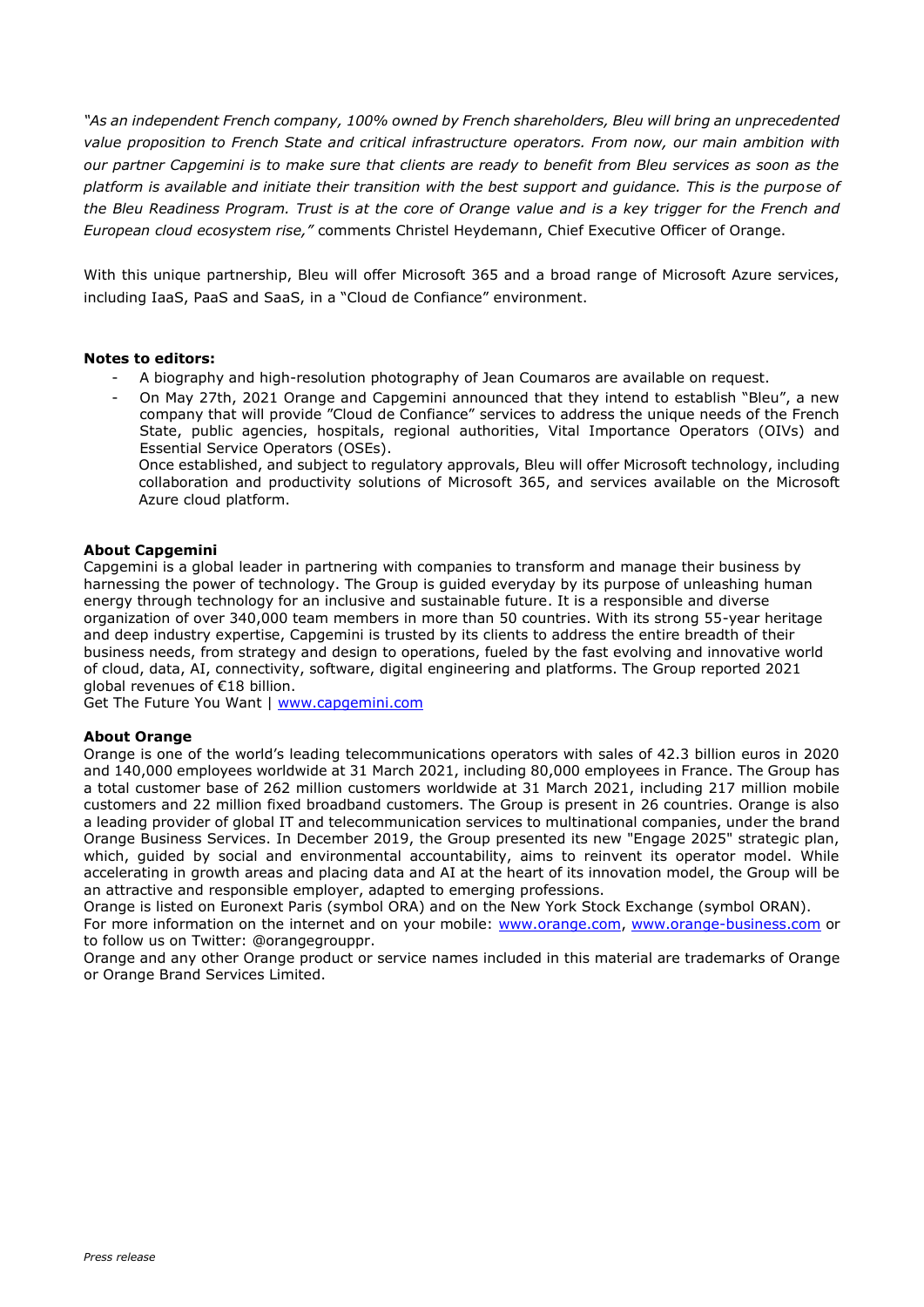*"As an independent French company, 100% owned by French shareholders, Bleu will bring an unprecedented value proposition to French State and critical infrastructure operators. From now, our main ambition with our partner Capgemini is to make sure that clients are ready to benefit from Bleu services as soon as the platform is available and initiate their transition with the best support and guidance. This is the purpose of the Bleu Readiness Program. Trust is at the core of Orange value and is a key trigger for the French and European cloud ecosystem rise,"* comments Christel Heydemann, Chief Executive Officer of Orange.

With this unique partnership, Bleu will offer Microsoft 365 and a broad range of Microsoft Azure services, including IaaS, PaaS and SaaS, in a "Cloud de Confiance" environment.

**Notes to editors:**

- A biography and high-resolution photography of Jean Coumaros are available on request.
- On May 27th, 2021 Orange and Capgemini announced that they intend to establish "Bleu", a new company that will provide "Cloud de Confiance" services to address the unique needs of the French State, public agencies, hospitals, regional authorities, Vital Importance Operators (OIVs) and Essential Service Operators (OSEs).
  Once established, and subject to regulatory approvals, Bleu will offer Microsoft technology, including collaboration and productivity solutions of Microsoft 365, and services available on the Microsoft Azure cloud platform.

**About Capgemini**

Capgemini is a global leader in partnering with companies to transform and manage their business by harnessing the power of technology. The Group is guided everyday by its purpose of unleashing human energy through technology for an inclusive and sustainable future. It is a responsible and diverse organization of over 340,000 team members in more than 50 countries. With its strong 55-year heritage and deep industry expertise, Capgemini is trusted by its clients to address the entire breadth of their business needs, from strategy and design to operations, fueled by the fast evolving and innovative world of cloud, data, AI, connectivity, software, digital engineering and platforms. The Group reported 2021 global revenues of €18 billion.
Get The Future You Want | www.capgemini.com

**About Orange**

Orange is one of the world's leading telecommunications operators with sales of 42.3 billion euros in 2020 and 140,000 employees worldwide at 31 March 2021, including 80,000 employees in France. The Group has a total customer base of 262 million customers worldwide at 31 March 2021, including 217 million mobile customers and 22 million fixed broadband customers. The Group is present in 26 countries. Orange is also a leading provider of global IT and telecommunication services to multinational companies, under the brand Orange Business Services. In December 2019, the Group presented its new "Engage 2025" strategic plan, which, guided by social and environmental accountability, aims to reinvent its operator model. While accelerating in growth areas and placing data and AI at the heart of its innovation model, the Group will be an attractive and responsible employer, adapted to emerging professions.
Orange is listed on Euronext Paris (symbol ORA) and on the New York Stock Exchange (symbol ORAN).
For more information on the internet and on your mobile: www.orange.com, www.orange-business.com or to follow us on Twitter: @orangegrouppr.
Orange and any other Orange product or service names included in this material are trademarks of Orange or Orange Brand Services Limited.